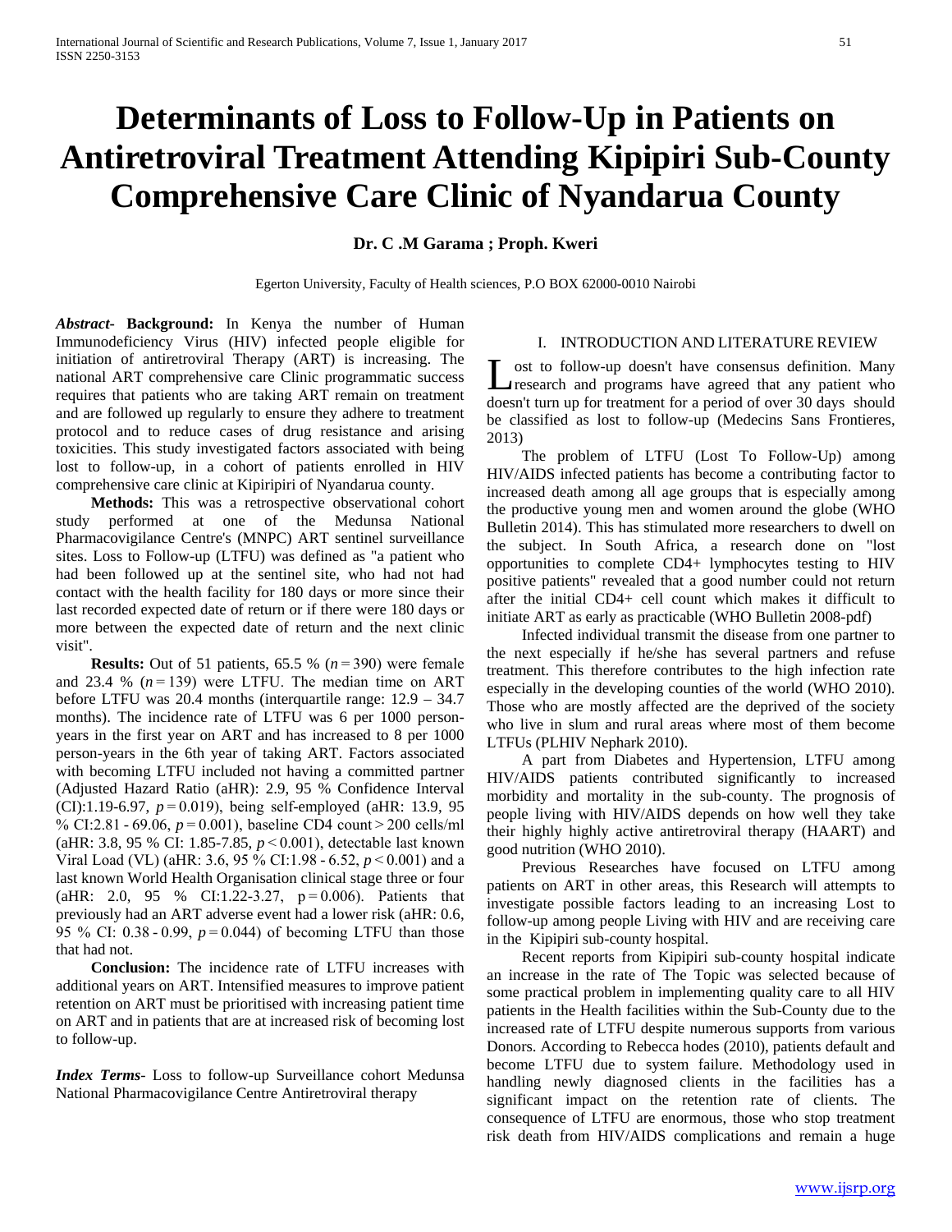# Determinants of Loss to Follow-Up in Patients on Antiretroviral Treatment Attending Kipipiri Sub-County Comprehensive Care Clinic of Nyandarua County

**Dr. C .M Garama ; Proph. Kweri**

Egerton University, Faculty of Health sciences, P.O BOX 62000-0010 Nairobi

***Abstract*****- Background:** In Kenya the number of Human Immunodeficiency Virus (HIV) infected people eligible for initiation of antiretroviral Therapy (ART) is increasing. The national ART comprehensive care Clinic programmatic success requires that patients who are taking ART remain on treatment and are followed up regularly to ensure they adhere to treatment protocol and to reduce cases of drug resistance and arising toxicities. This study investigated factors associated with being lost to follow-up, in a cohort of patients enrolled in HIV comprehensive care clinic at Kipiripiri of Nyandarua county.

**Methods:** This was a retrospective observational cohort study performed at one of the Medunsa National Pharmacovigilance Centre's (MNPC) ART sentinel surveillance sites. Loss to Follow-up (LTFU) was defined as "a patient who had been followed up at the sentinel site, who had not had contact with the health facility for 180 days or more since their last recorded expected date of return or if there were 180 days or more between the expected date of return and the next clinic visit".

**Results:** Out of 51 patients, 65.5 % ($n = 390$) were female and 23.4 % ($n = 139$) were LTFU. The median time on ART before LTFU was 20.4 months (interquartile range: 12.9 – 34.7 months). The incidence rate of LTFU was 6 per 1000 person-years in the first year on ART and has increased to 8 per 1000 person-years in the 6th year of taking ART. Factors associated with becoming LTFU included not having a committed partner (Adjusted Hazard Ratio (aHR): 2.9, 95 % Confidence Interval (CI):1.19-6.97, $p = 0.019$), being self-employed (aHR: 13.9, 95 % CI:2.81 - 69.06, $p = 0.001$), baseline CD4 count > 200 cells/ml (aHR: 3.8, 95 % CI: 1.85-7.85, $p < 0.001$), detectable last known Viral Load (VL) (aHR: 3.6, 95 % CI:1.98 - 6.52, $p < 0.001$) and a last known World Health Organisation clinical stage three or four (aHR: 2.0, 95 % CI:1.22-3.27, $p = 0.006$). Patients that previously had an ART adverse event had a lower risk (aHR: 0.6, 95 % CI: 0.38 - 0.99, $p = 0.044$) of becoming LTFU than those that had not.

**Conclusion:** The incidence rate of LTFU increases with additional years on ART. Intensified measures to improve patient retention on ART must be prioritised with increasing patient time on ART and in patients that are at increased risk of becoming lost to follow-up.

***Index Terms*****-** Loss to follow-up Surveillance cohort Medunsa National Pharmacovigilance Centre Antiretroviral therapy

## I. INTRODUCTION AND LITERATURE REVIEW

Lost to follow-up doesn't have consensus definition. Many research and programs have agreed that any patient who doesn't turn up for treatment for a period of over 30 days should be classified as lost to follow-up (Medecins Sans Frontieres, 2013)

The problem of LTFU (Lost To Follow-Up) among HIV/AIDS infected patients has become a contributing factor to increased death among all age groups that is especially among the productive young men and women around the globe (WHO Bulletin 2014). This has stimulated more researchers to dwell on the subject. In South Africa, a research done on "lost opportunities to complete CD4+ lymphocytes testing to HIV positive patients" revealed that a good number could not return after the initial CD4+ cell count which makes it difficult to initiate ART as early as practicable (WHO Bulletin 2008-pdf)

Infected individual transmit the disease from one partner to the next especially if he/she has several partners and refuse treatment. This therefore contributes to the high infection rate especially in the developing counties of the world (WHO 2010). Those who are mostly affected are the deprived of the society who live in slum and rural areas where most of them become LTFUs (PLHIV Nephark 2010).

A part from Diabetes and Hypertension, LTFU among HIV/AIDS patients contributed significantly to increased morbidity and mortality in the sub-county. The prognosis of people living with HIV/AIDS depends on how well they take their highly highly active antiretroviral therapy (HAART) and good nutrition (WHO 2010).

Previous Researches have focused on LTFU among patients on ART in other areas, this Research will attempts to investigate possible factors leading to an increasing Lost to follow-up among people Living with HIV and are receiving care in the Kipipiri sub-county hospital.

Recent reports from Kipipiri sub-county hospital indicate an increase in the rate of The Topic was selected because of some practical problem in implementing quality care to all HIV patients in the Health facilities within the Sub-County due to the increased rate of LTFU despite numerous supports from various Donors. According to Rebecca hodes (2010), patients default and become LTFU due to system failure. Methodology used in handling newly diagnosed clients in the facilities has a significant impact on the retention rate of clients. The consequence of LTFU are enormous, those who stop treatment risk death from HIV/AIDS complications and remain a huge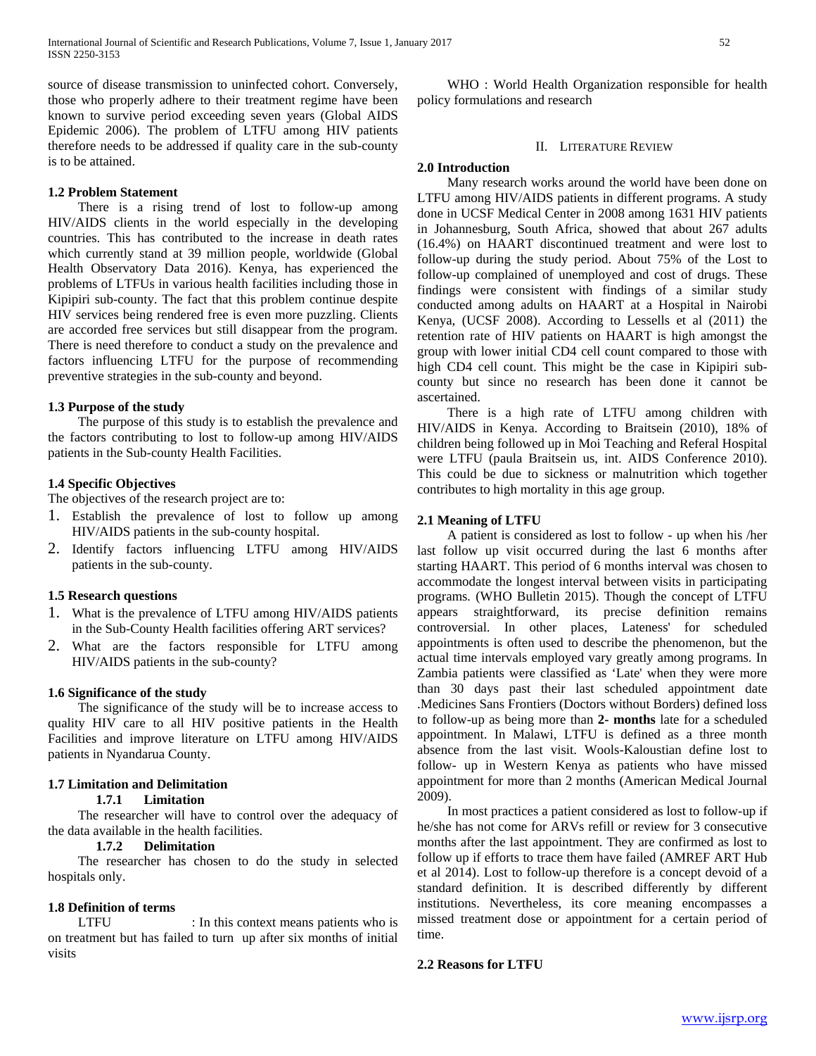source of disease transmission to uninfected cohort. Conversely, those who properly adhere to their treatment regime have been known to survive period exceeding seven years (Global AIDS Epidemic 2006). The problem of LTFU among HIV patients therefore needs to be addressed if quality care in the sub-county is to be attained.

### 1.2 Problem Statement

There is a rising trend of lost to follow-up among HIV/AIDS clients in the world especially in the developing countries. This has contributed to the increase in death rates which currently stand at 39 million people, worldwide (Global Health Observatory Data 2016). Kenya, has experienced the problems of LTFUs in various health facilities including those in Kipipiri sub-county. The fact that this problem continue despite HIV services being rendered free is even more puzzling. Clients are accorded free services but still disappear from the program. There is need therefore to conduct a study on the prevalence and factors influencing LTFU for the purpose of recommending preventive strategies in the sub-county and beyond.

### 1.3 Purpose of the study

The purpose of this study is to establish the prevalence and the factors contributing to lost to follow-up among HIV/AIDS patients in the Sub-county Health Facilities.

### 1.4 Specific Objectives

The objectives of the research project are to:

1. Establish the prevalence of lost to follow up among HIV/AIDS patients in the sub-county hospital.
2. Identify factors influencing LTFU among HIV/AIDS patients in the sub-county.

### 1.5 Research questions

1. What is the prevalence of LTFU among HIV/AIDS patients in the Sub-County Health facilities offering ART services?
2. What are the factors responsible for LTFU among HIV/AIDS patients in the sub-county?

### 1.6 Significance of the study

The significance of the study will be to increase access to quality HIV care to all HIV positive patients in the Health Facilities and improve literature on LTFU among HIV/AIDS patients in Nyandarua County.

### 1.7 Limitation and Delimitation

#### 1.7.1 Limitation

The researcher will have to control over the adequacy of the data available in the health facilities.

#### 1.7.2 Delimitation

The researcher has chosen to do the study in selected hospitals only.

### 1.8 Definition of terms

LTFU : In this context means patients who is on treatment but has failed to turn up after six months of initial visits

WHO : World Health Organization responsible for health policy formulations and research

## II. Literature Review

### 2.0 Introduction

Many research works around the world have been done on LTFU among HIV/AIDS patients in different programs. A study done in UCSF Medical Center in 2008 among 1631 HIV patients in Johannesburg, South Africa, showed that about 267 adults (16.4%) on HAART discontinued treatment and were lost to follow-up during the study period. About 75% of the Lost to follow-up complained of unemployed and cost of drugs. These findings were consistent with findings of a similar study conducted among adults on HAART at a Hospital in Nairobi Kenya, (UCSF 2008). According to Lessells et al (2011) the retention rate of HIV patients on HAART is high amongst the group with lower initial CD4 cell count compared to those with high CD4 cell count. This might be the case in Kipipiri sub-county but since no research has been done it cannot be ascertained.

There is a high rate of LTFU among children with HIV/AIDS in Kenya. According to Braitsein (2010), 18% of children being followed up in Moi Teaching and Referal Hospital were LTFU (paula Braitsein us, int. AIDS Conference 2010). This could be due to sickness or malnutrition which together contributes to high mortality in this age group.

### 2.1 Meaning of LTFU

A patient is considered as lost to follow - up when his /her last follow up visit occurred during the last 6 months after starting HAART. This period of 6 months interval was chosen to accommodate the longest interval between visits in participating programs. (WHO Bulletin 2015). Though the concept of LTFU appears straightforward, its precise definition remains controversial. In other places, Lateness' for scheduled appointments is often used to describe the phenomenon, but the actual time intervals employed vary greatly among programs. In Zambia patients were classified as 'Late' when they were more than 30 days past their last scheduled appointment date .Medicines Sans Frontiers (Doctors without Borders) defined loss to follow-up as being more than **2- months** late for a scheduled appointment. In Malawi, LTFU is defined as a three month absence from the last visit. Wools-Kaloustian define lost to follow- up in Western Kenya as patients who have missed appointment for more than 2 months (American Medical Journal 2009).

In most practices a patient considered as lost to follow-up if he/she has not come for ARVs refill or review for 3 consecutive months after the last appointment. They are confirmed as lost to follow up if efforts to trace them have failed (AMREF ART Hub et al 2014). Lost to follow-up therefore is a concept devoid of a standard definition. It is described differently by different institutions. Nevertheless, its core meaning encompasses a missed treatment dose or appointment for a certain period of time.

### 2.2 Reasons for LTFU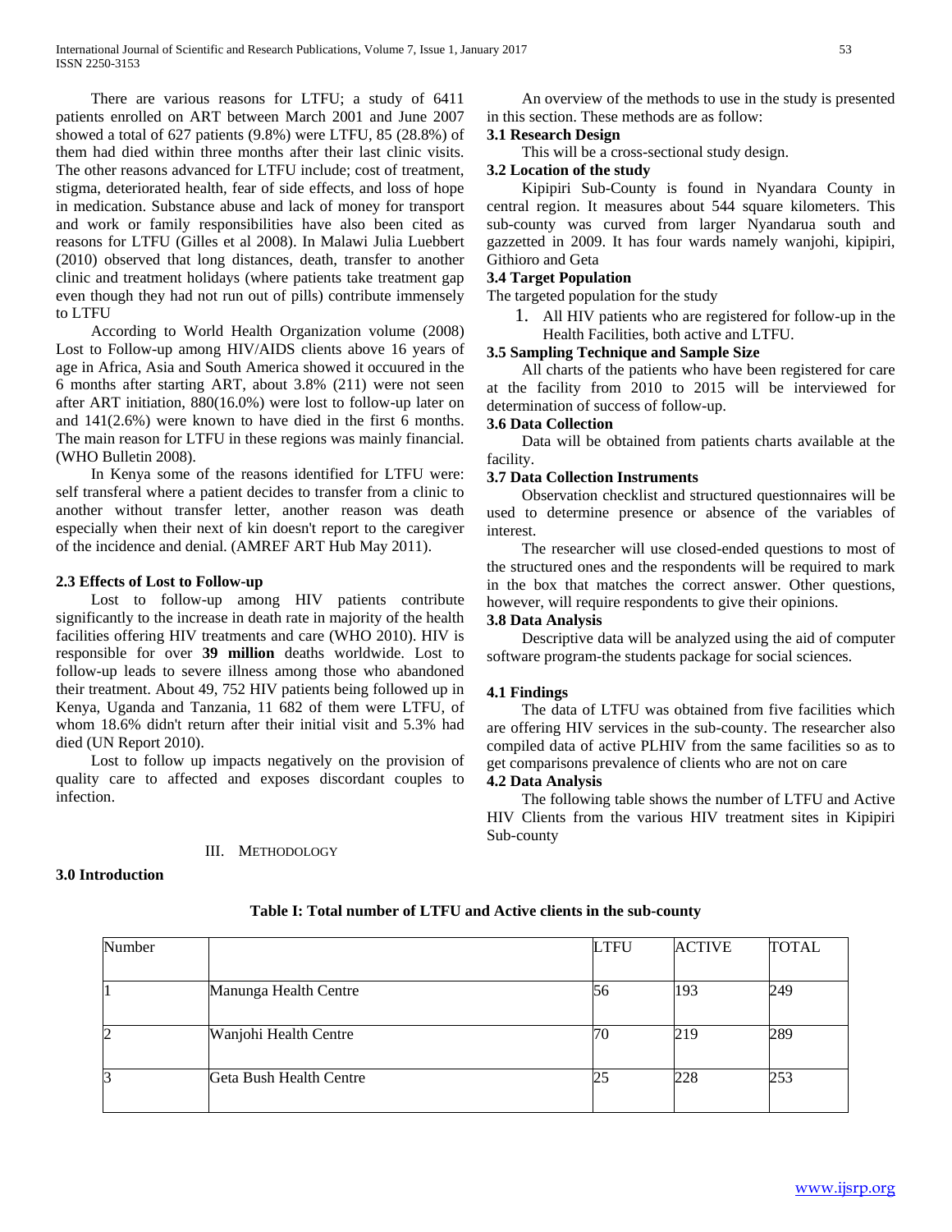There are various reasons for LTFU; a study of 6411 patients enrolled on ART between March 2001 and June 2007 showed a total of 627 patients (9.8%) were LTFU, 85 (28.8%) of them had died within three months after their last clinic visits. The other reasons advanced for LTFU include; cost of treatment, stigma, deteriorated health, fear of side effects, and loss of hope in medication. Substance abuse and lack of money for transport and work or family responsibilities have also been cited as reasons for LTFU (Gilles et al 2008). In Malawi Julia Luebbert (2010) observed that long distances, death, transfer to another clinic and treatment holidays (where patients take treatment gap even though they had not run out of pills) contribute immensely to LTFU

According to World Health Organization volume (2008) Lost to Follow-up among HIV/AIDS clients above 16 years of age in Africa, Asia and South America showed it occuured in the 6 months after starting ART, about 3.8% (211) were not seen after ART initiation, 880(16.0%) were lost to follow-up later on and 141(2.6%) were known to have died in the first 6 months. The main reason for LTFU in these regions was mainly financial. (WHO Bulletin 2008).

In Kenya some of the reasons identified for LTFU were: self transferal where a patient decides to transfer from a clinic to another without transfer letter, another reason was death especially when their next of kin doesn't report to the caregiver of the incidence and denial. (AMREF ART Hub May 2011).

### 2.3 Effects of Lost to Follow-up

Lost to follow-up among HIV patients contribute significantly to the increase in death rate in majority of the health facilities offering HIV treatments and care (WHO 2010). HIV is responsible for over **39 million** deaths worldwide. Lost to follow-up leads to severe illness among those who abandoned their treatment. About 49, 752 HIV patients being followed up in Kenya, Uganda and Tanzania, 11 682 of them were LTFU, of whom 18.6% didn't return after their initial visit and 5.3% had died (UN Report 2010).

Lost to follow up impacts negatively on the provision of quality care to affected and exposes discordant couples to infection.

## III. Methodology

### 3.0 Introduction

An overview of the methods to use in the study is presented in this section. These methods are as follow:

### 3.1 Research Design

This will be a cross-sectional study design.

### 3.2 Location of the study

Kipipiri Sub-County is found in Nyandara County in central region. It measures about 544 square kilometers. This sub-county was curved from larger Nyandarua south and gazzetted in 2009. It has four wards namely wanjohi, kipipiri, Githioro and Geta

### 3.4 Target Population

The targeted population for the study

1. All HIV patients who are registered for follow-up in the Health Facilities, both active and LTFU.

### 3.5 Sampling Technique and Sample Size

All charts of the patients who have been registered for care at the facility from 2010 to 2015 will be interviewed for determination of success of follow-up.

### 3.6 Data Collection

Data will be obtained from patients charts available at the facility.

### 3.7 Data Collection Instruments

Observation checklist and structured questionnaires will be used to determine presence or absence of the variables of interest.

The researcher will use closed-ended questions to most of the structured ones and the respondents will be required to mark in the box that matches the correct answer. Other questions, however, will require respondents to give their opinions.

### 3.8 Data Analysis

Descriptive data will be analyzed using the aid of computer software program-the students package for social sciences.

### 4.1 Findings

The data of LTFU was obtained from five facilities which are offering HIV services in the sub-county. The researcher also compiled data of active PLHIV from the same facilities so as to get comparisons prevalence of clients who are not on care

### 4.2 Data Analysis

The following table shows the number of LTFU and Active HIV Clients from the various HIV treatment sites in Kipipiri Sub-county

**Table I: Total number of LTFU and Active clients in the sub-county**

| Number | | LTFU | ACTIVE | TOTAL |
|---|---|---|---|---|
| 1 | Manunga Health Centre | 56 | 193 | 249 |
| 2 | Wanjohi Health Centre | 70 | 219 | 289 |
| 3 | Geta Bush Health Centre | 25 | 228 | 253 |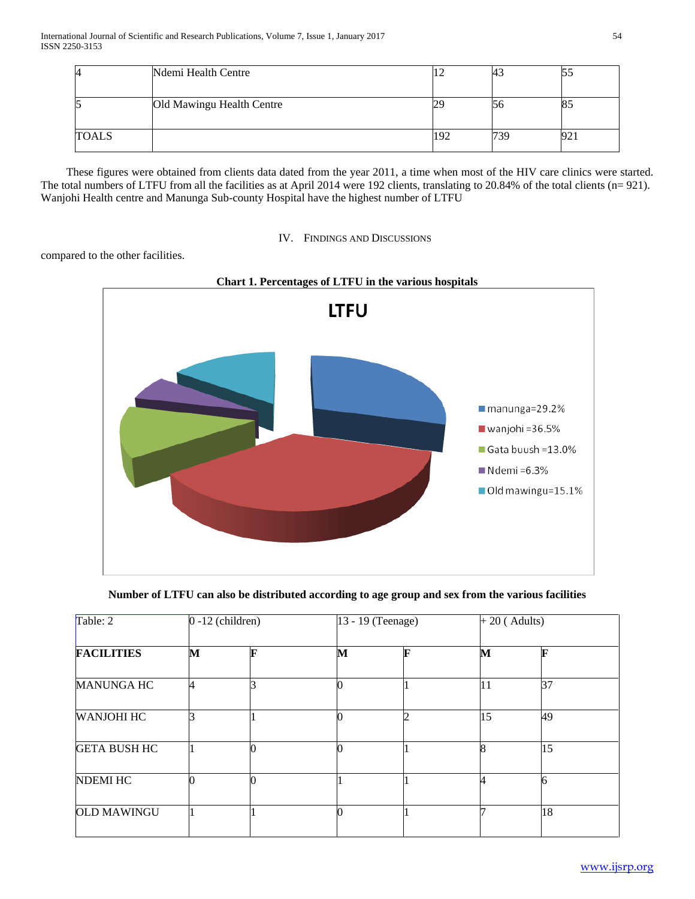| 4 | Ndemi Health Centre | 12 | 43 | 55 |
|---|---|---|---|---|
| 5 | Old Mawingu Health Centre | 29 | 56 | 85 |
| TOALS | | 192 | 739 | 921 |

These figures were obtained from clients data dated from the year 2011, a time when most of the HIV care clinics were started. The total numbers of LTFU from all the facilities as at April 2014 were 192 clients, translating to 20.84% of the total clients (n= 921). Wanjohi Health centre and Manunga Sub-county Hospital have the highest number of LTFU

## IV. Findings and Discussions

compared to the other facilities.

**Chart 1. Percentages of LTFU in the various hospitals**

LTFU

- manunga=29.2%
- wanjohi =36.5%
- Gata buush =13.0%
- Ndemi =6.3%
- Old mawingu=15.1%

**Number of LTFU can also be distributed according to age group and sex from the various facilities**

| Table: 2 | 0 -12 (children) | | 13 - 19 (Teenage) | | + 20 ( Adults) | |
|---|---|---|---|---|---|---|
| **FACILITIES** | **M** | **F** | **M** | **F** | **M** | **F** |
| MANUNGA HC | 4 | 3 | 0 | 1 | 11 | 37 |
| WANJOHI HC | 3 | 1 | 0 | 2 | 15 | 49 |
| GETA BUSH HC | 1 | 0 | 0 | 1 | 8 | 15 |
| NDEMI HC | 0 | 0 | 1 | 1 | 4 | 6 |
| OLD MAWINGU | 1 | 1 | 0 | 1 | 7 | 18 |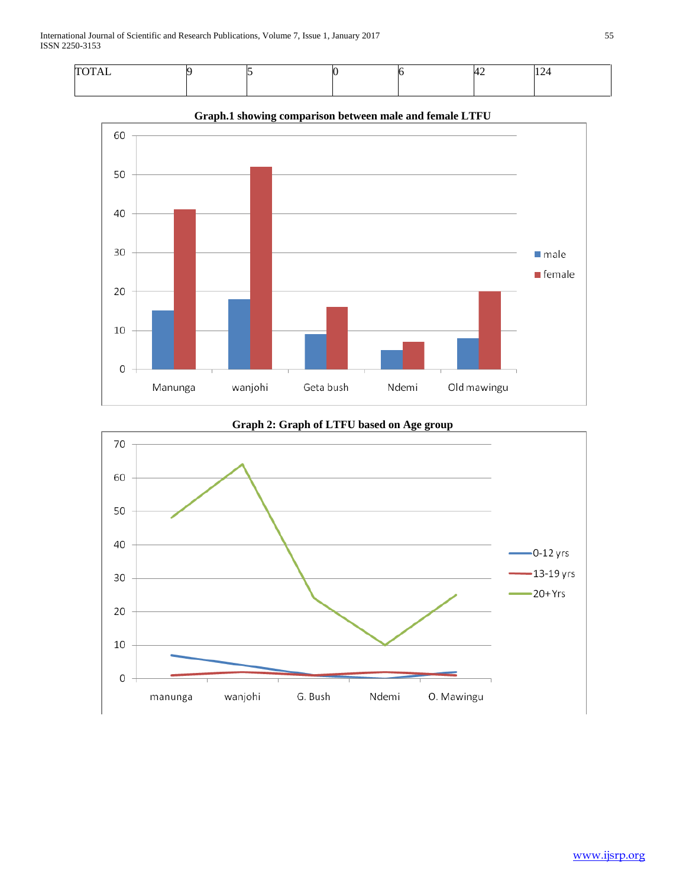| TOTAL | 9 | 5 | 0 | 6 | 42 | 124 |
|---|---|---|---|---|---|---|

**Graph.1 showing comparison between male and female LTFU**

**Graph 2: Graph of LTFU based on Age group**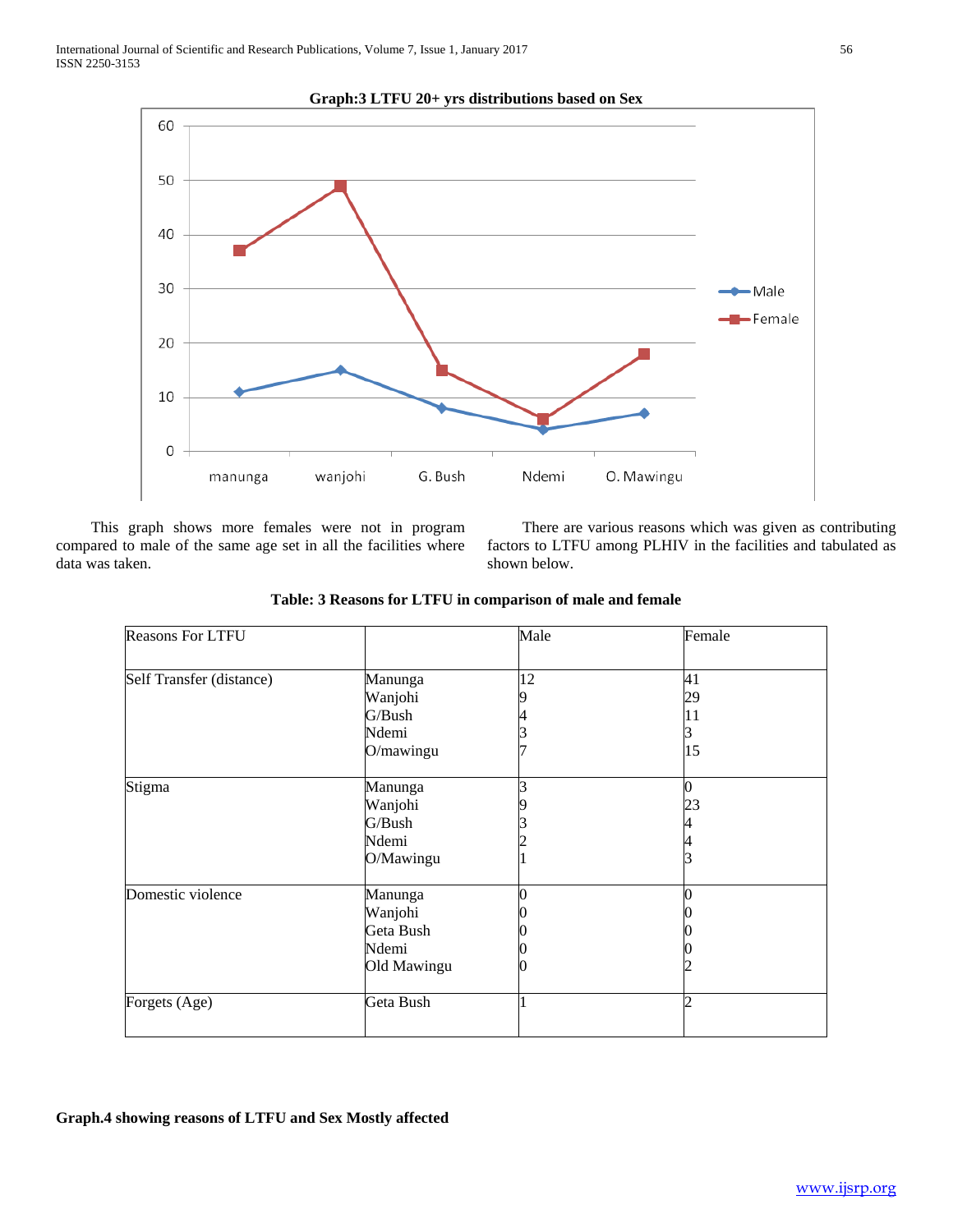**Graph:3 LTFU 20+ yrs distributions based on Sex**

This graph shows more females were not in program compared to male of the same age set in all the facilities where data was taken.

There are various reasons which was given as contributing factors to LTFU among PLHIV in the facilities and tabulated as shown below.

**Table: 3 Reasons for LTFU in comparison of male and female**

| Reasons For LTFU | | Male | Female |
|---|---|---|---|
| Self Transfer (distance) | Manunga | 12 | 41 |
| | Wanjohi | 9 | 29 |
| | G/Bush | 4 | 11 |
| | Ndemi | 3 | 3 |
| | O/mawingu | 7 | 15 |
| Stigma | Manunga | 3 | 0 |
| | Wanjohi | 9 | 23 |
| | G/Bush | 3 | 4 |
| | Ndemi | 2 | 4 |
| | O/Mawingu | 1 | 3 |
| Domestic violence | Manunga | 0 | 0 |
| | Wanjohi | 0 | 0 |
| | Geta Bush | 0 | 0 |
| | Ndemi | 0 | 0 |
| | Old Mawingu | 0 | 2 |
| Forgets (Age) | Geta Bush | 1 | 2 |

**Graph.4 showing reasons of LTFU and Sex Mostly affected**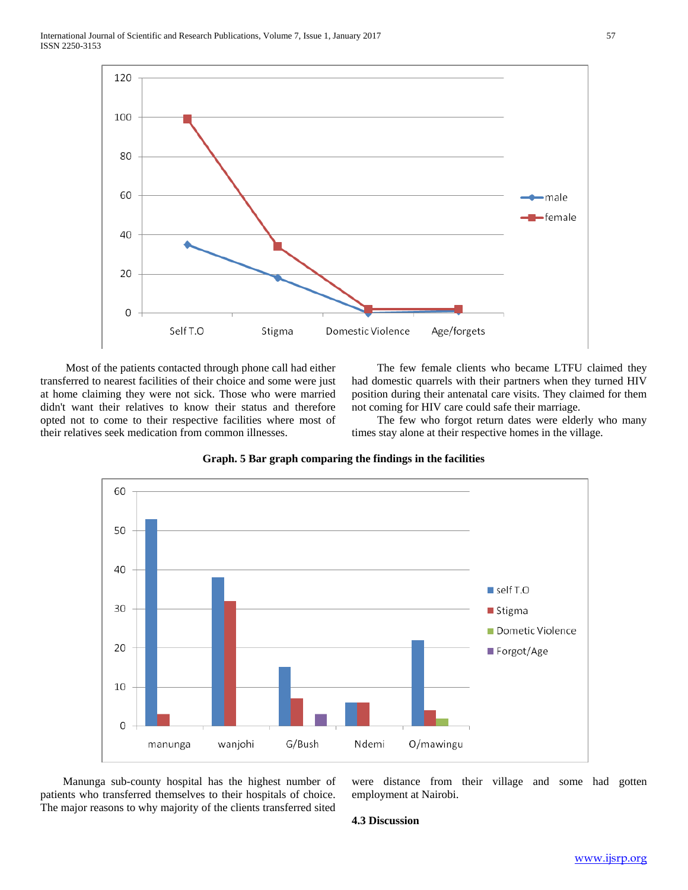Most of the patients contacted through phone call had either transferred to nearest facilities of their choice and some were just at home claiming they were not sick. Those who were married didn't want their relatives to know their status and therefore opted not to come to their respective facilities where most of their relatives seek medication from common illnesses.

The few female clients who became LTFU claimed they had domestic quarrels with their partners when they turned HIV position during their antenatal care visits. They claimed for them not coming for HIV care could safe their marriage.

The few who forgot return dates were elderly who many times stay alone at their respective homes in the village.

**Graph. 5 Bar graph comparing the findings in the facilities**

Manunga sub-county hospital has the highest number of patients who transferred themselves to their hospitals of choice. The major reasons to why majority of the clients transferred sited were distance from their village and some had gotten employment at Nairobi.

**4.3 Discussion**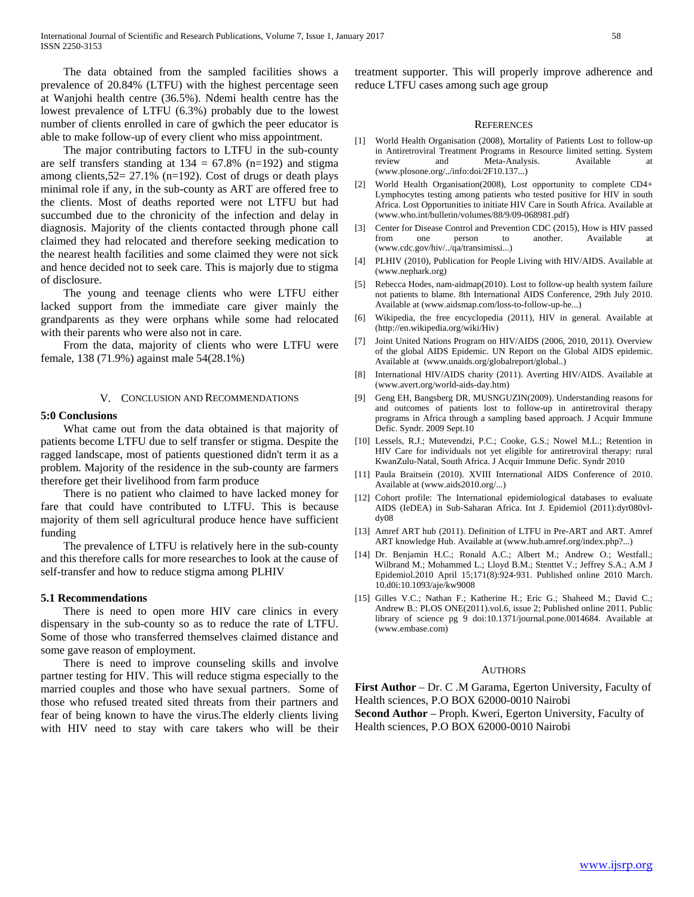The data obtained from the sampled facilities shows a prevalence of 20.84% (LTFU) with the highest percentage seen at Wanjohi health centre (36.5%). Ndemi health centre has the lowest prevalence of LTFU (6.3%) probably due to the lowest number of clients enrolled in care of gwhich the peer educator is able to make follow-up of every client who miss appointment.

The major contributing factors to LTFU in the sub-county are self transfers standing at 134 = 67.8% (n=192) and stigma among clients,52= 27.1% (n=192). Cost of drugs or death plays minimal role if any, in the sub-county as ART are offered free to the clients. Most of deaths reported were not LTFU but had succumbed due to the chronicity of the infection and delay in diagnosis. Majority of the clients contacted through phone call claimed they had relocated and therefore seeking medication to the nearest health facilities and some claimed they were not sick and hence decided not to seek care. This is majorly due to stigma of disclosure.

The young and teenage clients who were LTFU either lacked support from the immediate care giver mainly the grandparents as they were orphans while some had relocated with their parents who were also not in care.

From the data, majority of clients who were LTFU were female, 138 (71.9%) against male 54(28.1%)

## V. Conclusion and Recommendations

### 5:0 Conclusions

What came out from the data obtained is that majority of patients become LTFU due to self transfer or stigma. Despite the ragged landscape, most of patients questioned didn't term it as a problem. Majority of the residence in the sub-county are farmers therefore get their livelihood from farm produce

There is no patient who claimed to have lacked money for fare that could have contributed to LTFU. This is because majority of them sell agricultural produce hence have sufficient funding

The prevalence of LTFU is relatively here in the sub-county and this therefore calls for more researches to look at the cause of self-transfer and how to reduce stigma among PLHIV

### 5.1 Recommendations

There is need to open more HIV care clinics in every dispensary in the sub-county so as to reduce the rate of LTFU. Some of those who transferred themselves claimed distance and some gave reason of employment.

There is need to improve counseling skills and involve partner testing for HIV. This will reduce stigma especially to the married couples and those who have sexual partners. Some of those who refused treated sited threats from their partners and fear of being known to have the virus.The elderly clients living with HIV need to stay with care takers who will be their treatment supporter. This will properly improve adherence and reduce LTFU cases among such age group

## References

[1] World Health Organisation (2008), Mortality of Patients Lost to follow-up in Antiretroviral Treatment Programs in Resource limited setting. System review and Meta-Analysis. Available at (www.plosone.org/../info:doi/2F10.137...)

[2] World Health Organisation(2008), Lost opportunity to complete CD4+ Lymphocytes testing among patients who tested positive for HIV in south Africa. Lost Opportunities to initiate HIV Care in South Africa. Available at (www.who.int/bulletin/volumes/88/9/09-068981.pdf)

[3] Center for Disease Control and Prevention CDC (2015), How is HIV passed from one person to another. Available at (www.cdc.gov/hiv/../qa/transimissi...)

[4] PLHIV (2010), Publication for People Living with HIV/AIDS. Available at (www.nephark.org)

[5] Rebecca Hodes, nam-aidmap(2010). Lost to follow-up health system failure not patients to blame. 8th International AIDS Conference, 29th July 2010. Available at (www.aidsmap.com/loss-to-follow-up-he...)

[6] Wikipedia, the free encyclopedia (2011), HIV in general. Available at (http://en.wikipedia.org/wiki/Hiv)

[7] Joint United Nations Program on HIV/AIDS (2006, 2010, 2011). Overview of the global AIDS Epidemic. UN Report on the Global AIDS epidemic. Available at (www.unaids.org/globalreport/global..)

[8] International HIV/AIDS charity (2011). Averting HIV/AIDS. Available at (www.avert.org/world-aids-day.htm)

[9] Geng EH, Bangsberg DR, MUSNGUZIN(2009). Under­standing reasons for and outcomes of patients lost to follow-up in antiretroviral therapy programs in Africa through a sampling based approach. J Acquir Immune Defic. Syndr. 2009 Sept.10

[10] Lessels, R.J.; Mutevendzi, P.C.; Cooke, G.S.; Nowel M.L.; Retention in HIV Care for individuals not yet eligible for antiretroviral therapy: rural KwanZulu-Natal, South Africa. J Acquir Immune Defic. Syndr 2010

[11] Paula Braitsein (2010). XVIII International AIDS Conference of 2010. Available at (www.aids2010.org/...)

[12] Cohort profile: The International epidemiological databases to evaluate AIDS (IeDEA) in Sub-Saharan Africa. Int J. Epidemiol (2011):dyr080vl-dy08

[13] Amref ART hub (2011). Definition of LTFU in Pre-ART and ART. Amref ART knowledge Hub. Available at (www.hub.amref.org/index.php?...)

[14] Dr. Benjamin H.C.; Ronald A.C.; Albert M.; Andrew O.; Westfall.; Wilbrand M.; Mohammed L.; Lloyd B.M.; Stenttet V.; Jeffrey S.A.; A.M J Epidemiol.2010 April 15;171(8):924-931. Published online 2010 March. 10.d0i:10.1093/aje/kw9008

[15] Gilles V.C.; Nathan F.; Katherine H.; Eric G.; Shaheed M.; David C.; Andrew B.: PLOS ONE(2011).vol.6, issue 2; Published online 2011. Public library of science pg 9 doi:10.1371/journal.pone.0014684. Available at (www.embase.com)

## Authors

**First Author** – Dr. C .M Garama, Egerton University, Faculty of Health sciences, P.O BOX 62000-0010 Nairobi

**Second Author** – Proph. Kweri, Egerton University, Faculty of Health sciences, P.O BOX 62000-0010 Nairobi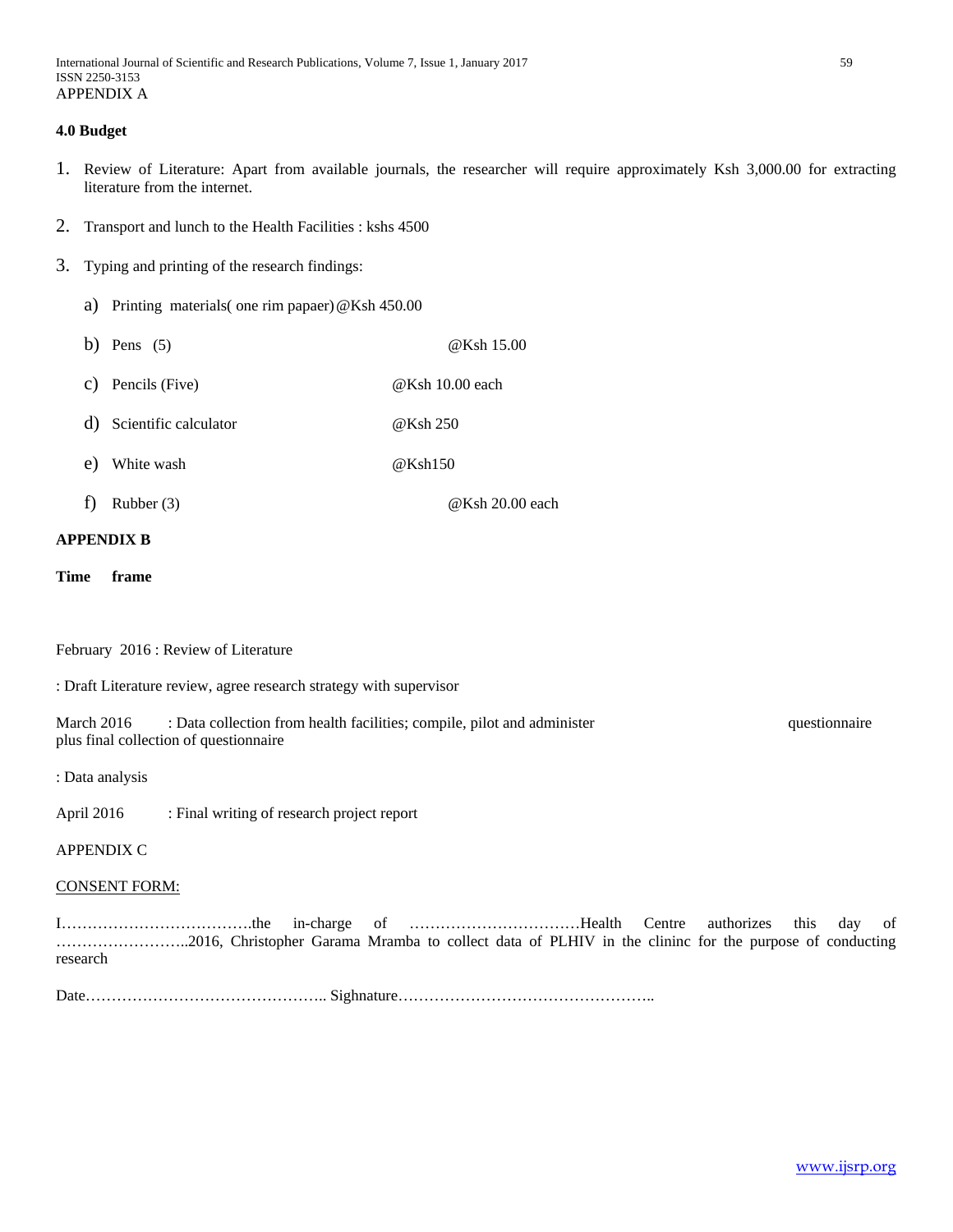APPENDIX A

**4.0 Budget**

1. Review of Literature: Apart from available journals, the researcher will require approximately Ksh 3,000.00 for extracting literature from the internet.

2. Transport and lunch to the Health Facilities : kshs 4500

3. Typing and printing of the research findings:

   a) Printing materials( one rim papaer) @Ksh 450.00

   b) Pens (5) @Ksh 15.00

   c) Pencils (Five) @Ksh 10.00 each

   d) Scientific calculator @Ksh 250

   e) White wash @Ksh150

   f) Rubber (3) @Ksh 20.00 each

**APPENDIX B**

**Time frame**

February 2016 : Review of Literature

: Draft Literature review, agree research strategy with supervisor

March 2016 : Data collection from health facilities; compile, pilot and administer questionnaire plus final collection of questionnaire

: Data analysis

April 2016 : Final writing of research project report

APPENDIX C

CONSENT FORM:

I……………………………….the in-charge of ……………………………Health Centre authorizes this day of ……………………..2016, Christopher Garama Mramba to collect data of PLHIV in the clininc for the purpose of conducting research

Date……………………………………….. Sighnature…………………………………………..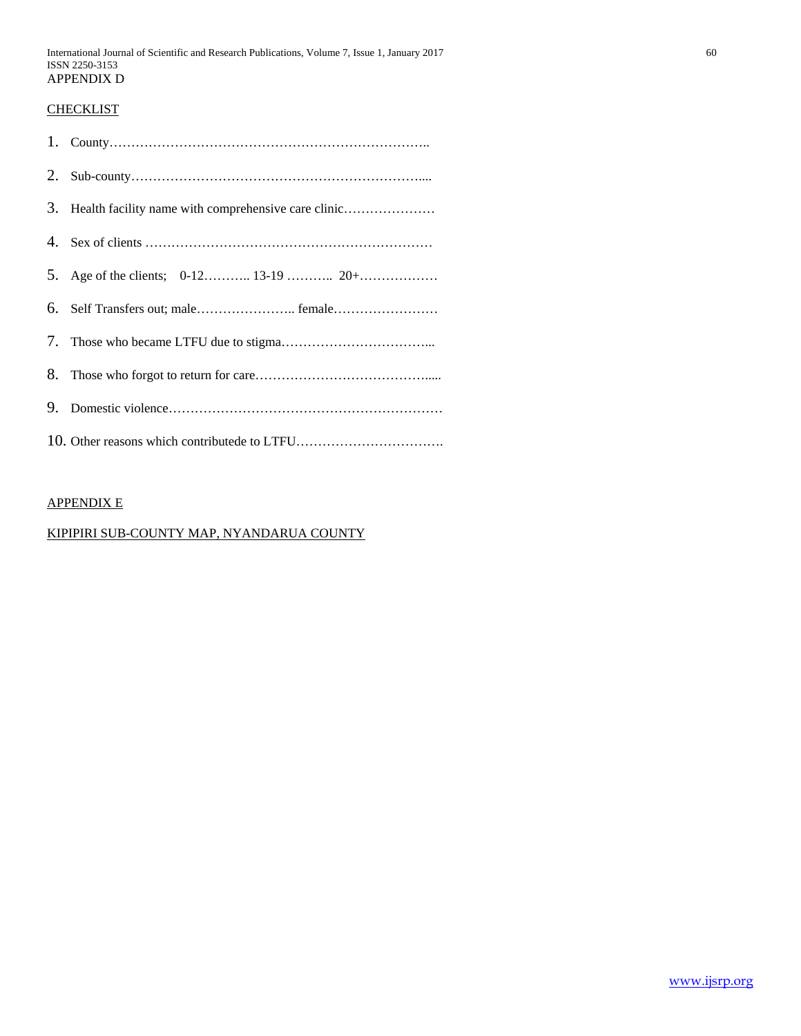APPENDIX D

CHECKLIST

1. County…………………………………………………………………..
2. Sub-county…………………………………………………………....
3. Health facility name with comprehensive care clinic…………………
4. Sex of clients …………………………………………………………
5. Age of the clients; 0-12……….. 13-19 ……….. 20+………………
6. Self Transfers out; male………………….. female……………………
7. Those who became LTFU due to stigma……………………………...
8. Those who forgot to return for care…………………………………....
9. Domestic violence………………………………………………………
10. Other reasons which contributede to LTFU…………………………….

APPENDIX E

KIPIPIRI SUB-COUNTY MAP, NYANDARUA COUNTY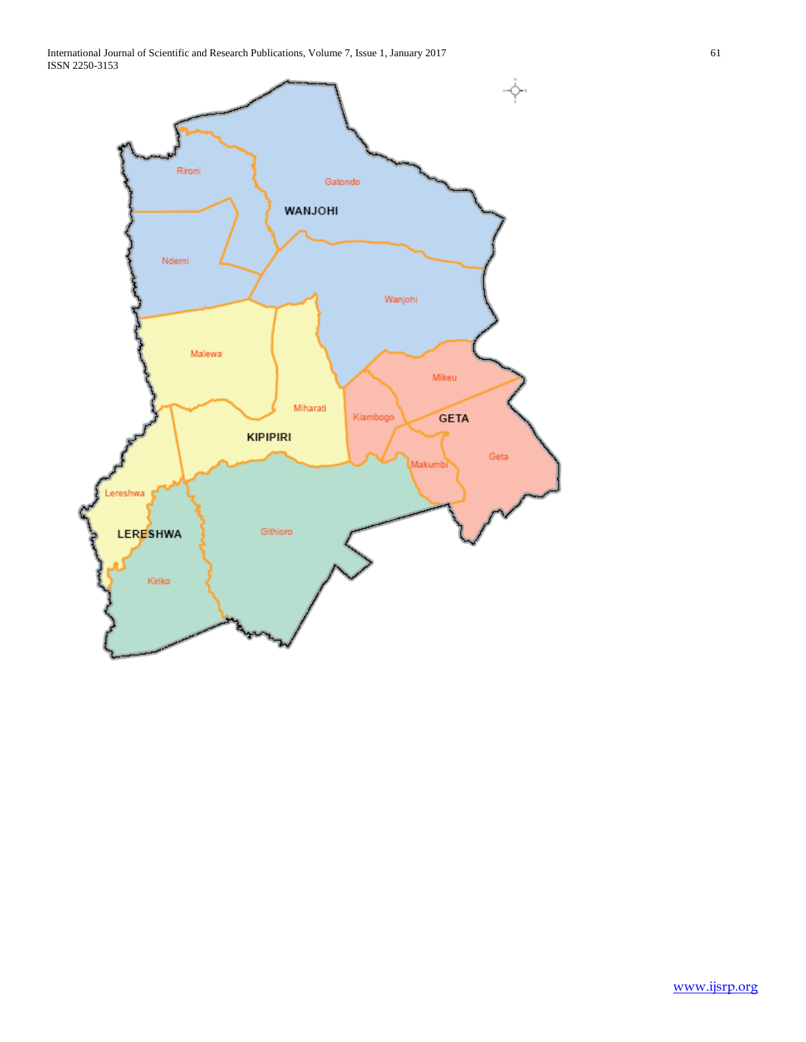WANJOHI

Rironi

Gatondo

Ndemi

Wanjohi

Malewa

Miharati

KIPIPIRI

Mikeu

GETA

Kiambogo

Geta

Makumbi

Lereshwa

LERESHWA

Githioro

Kiriko